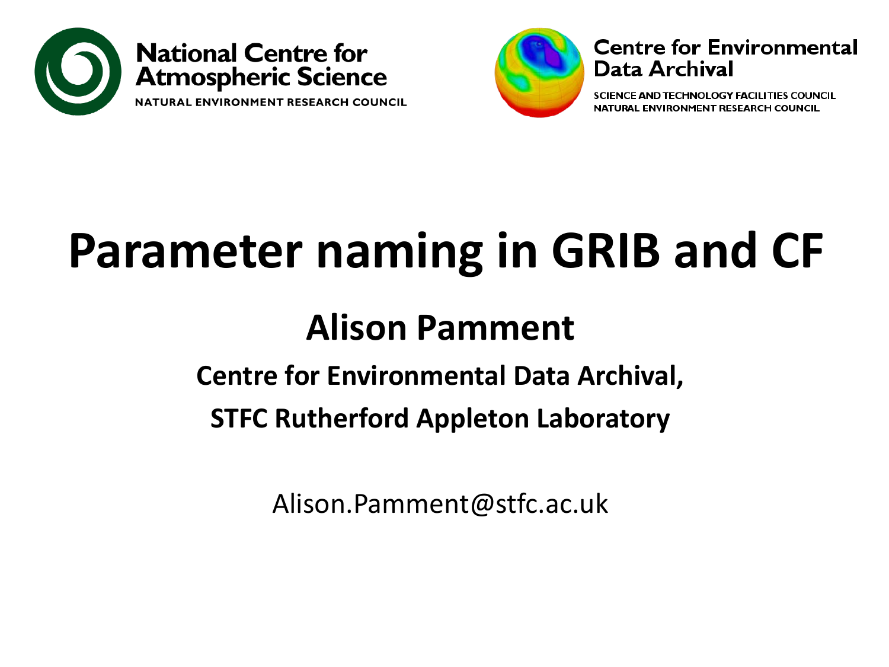National Centre for Atmospheric Science

NATURAL ENVIRONMENT RESEARCH COUNCIL

Centre for Environmental Data Archival

SCIENCE AND TECHNOLOGY FACILITIES COUNCIL
NATURAL ENVIRONMENT RESEARCH COUNCIL

# Parameter naming in GRIB and CF

## Alison Pamment

**Centre for Environmental Data Archival,**

**STFC Rutherford Appleton Laboratory**

Alison.Pamment@stfc.ac.uk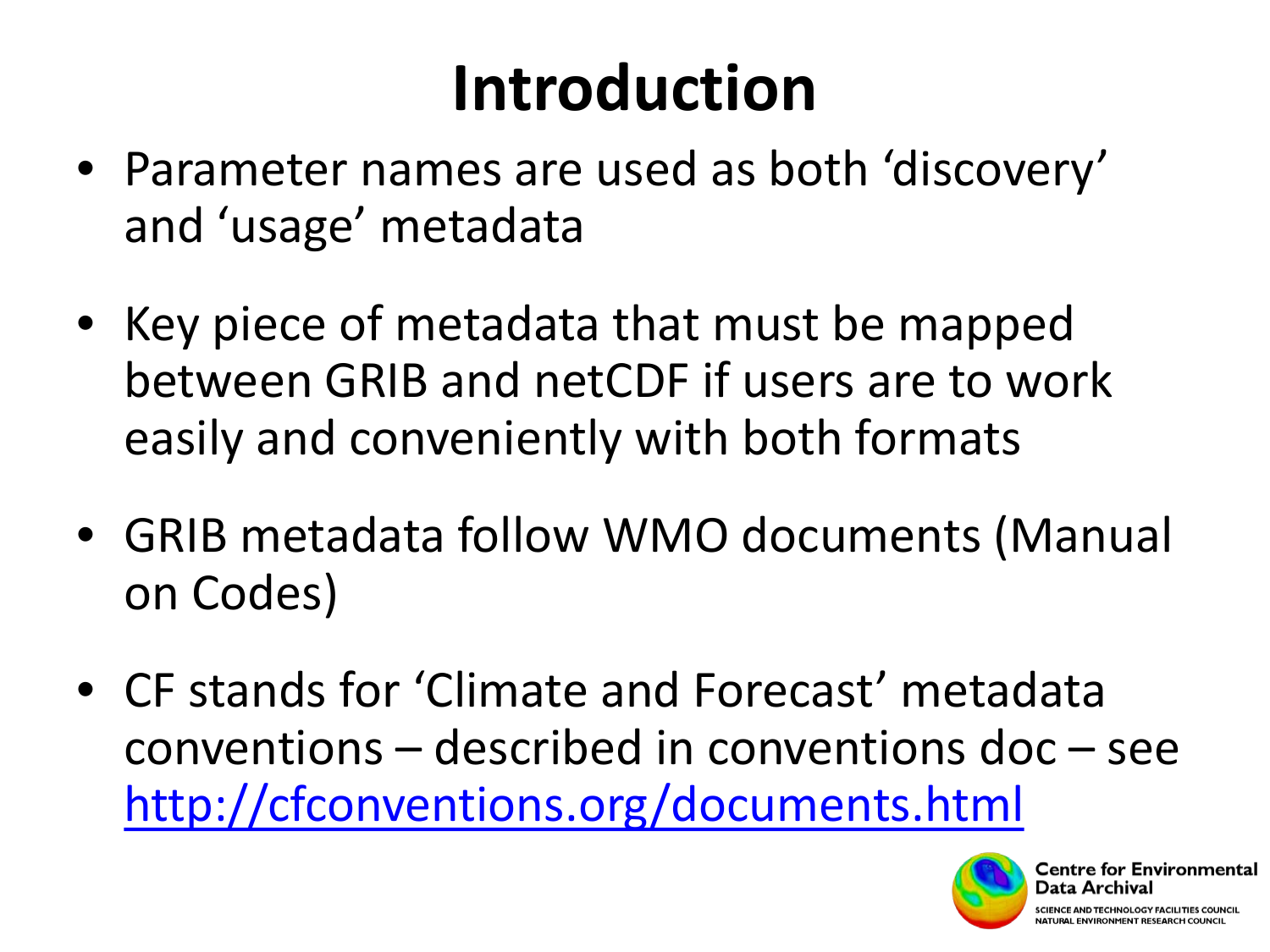# Introduction

- Parameter names are used as both 'discovery' and 'usage' metadata
- Key piece of metadata that must be mapped between GRIB and netCDF if users are to work easily and conveniently with both formats
- GRIB metadata follow WMO documents (Manual on Codes)
- CF stands for 'Climate and Forecast' metadata conventions – described in conventions doc – see http://cfconventions.org/documents.html

Centre for Environmental Data Archival
SCIENCE AND TECHNOLOGY FACILITIES COUNCIL
NATURAL ENVIRONMENT RESEARCH COUNCIL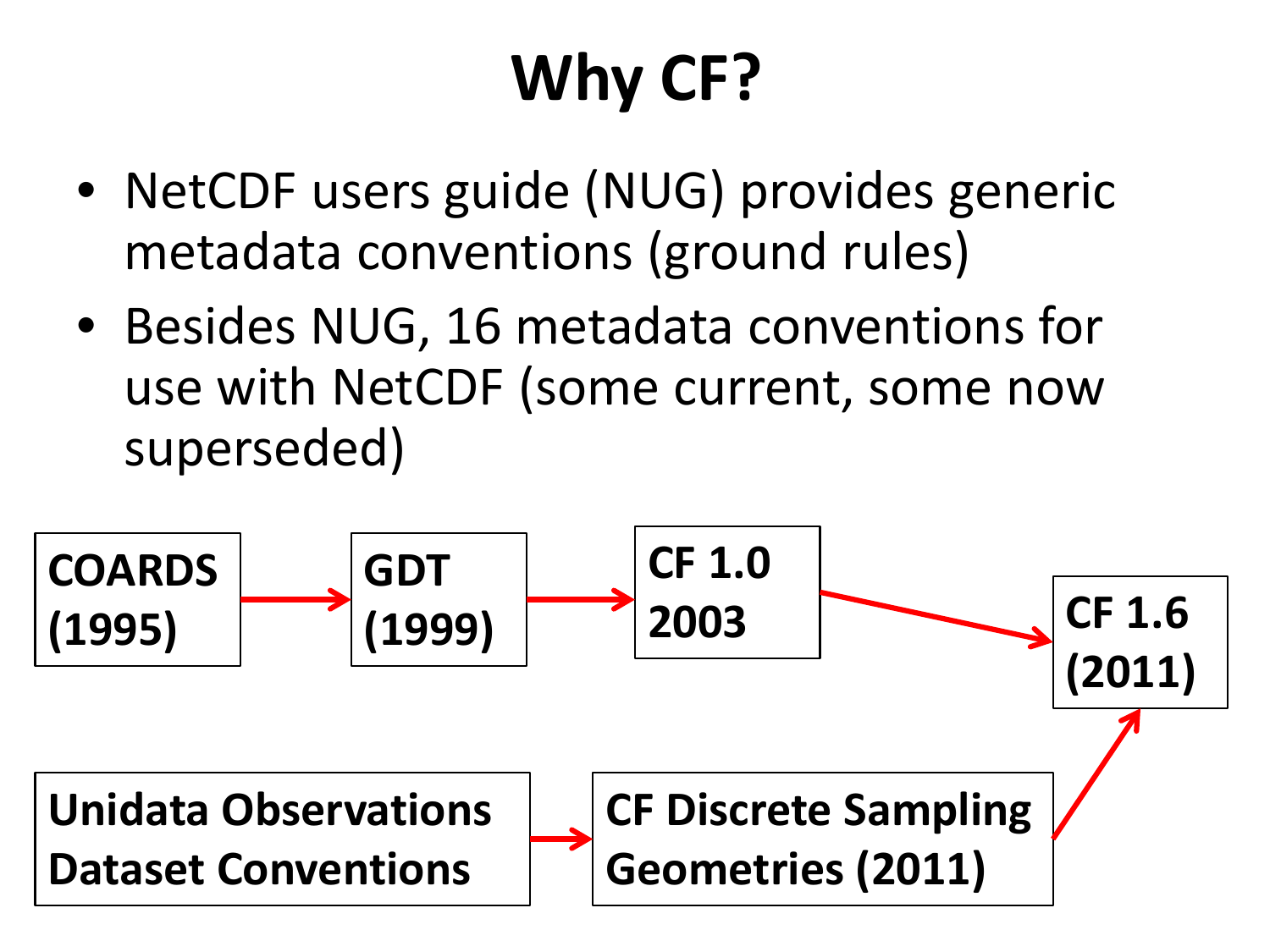# Why CF?

- NetCDF users guide (NUG) provides generic metadata conventions (ground rules)
- Besides NUG, 16 metadata conventions for use with NetCDF (some current, some now superseded)

**COARDS (1995)** → **GDT (1999)** → **CF 1.0 2003** → **CF 1.6 (2011)**

**Unidata Observations Dataset Conventions** → **CF Discrete Sampling Geometries (2011)** → **CF 1.6 (2011)**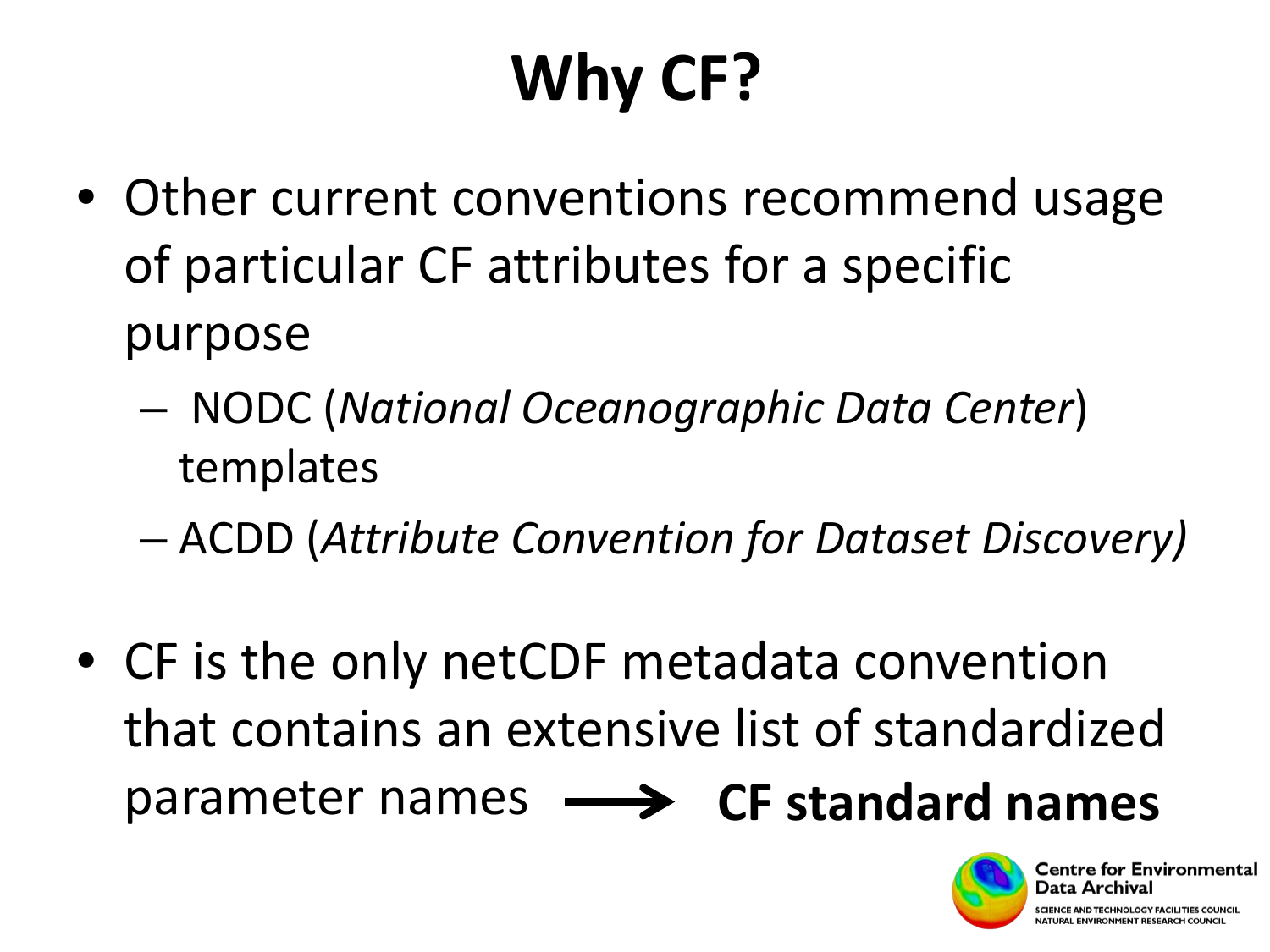# Why CF?

- Other current conventions recommend usage of particular CF attributes for a specific purpose
  - NODC (*National Oceanographic Data Center*) templates
  - ACDD (*Attribute Convention for Dataset Discovery)*

- CF is the only netCDF metadata convention that contains an extensive list of standardized parameter names ⟶ **CF standard names**

Centre for Environmental Data Archival
SCIENCE AND TECHNOLOGY FACILITIES COUNCIL
NATURAL ENVIRONMENT RESEARCH COUNCIL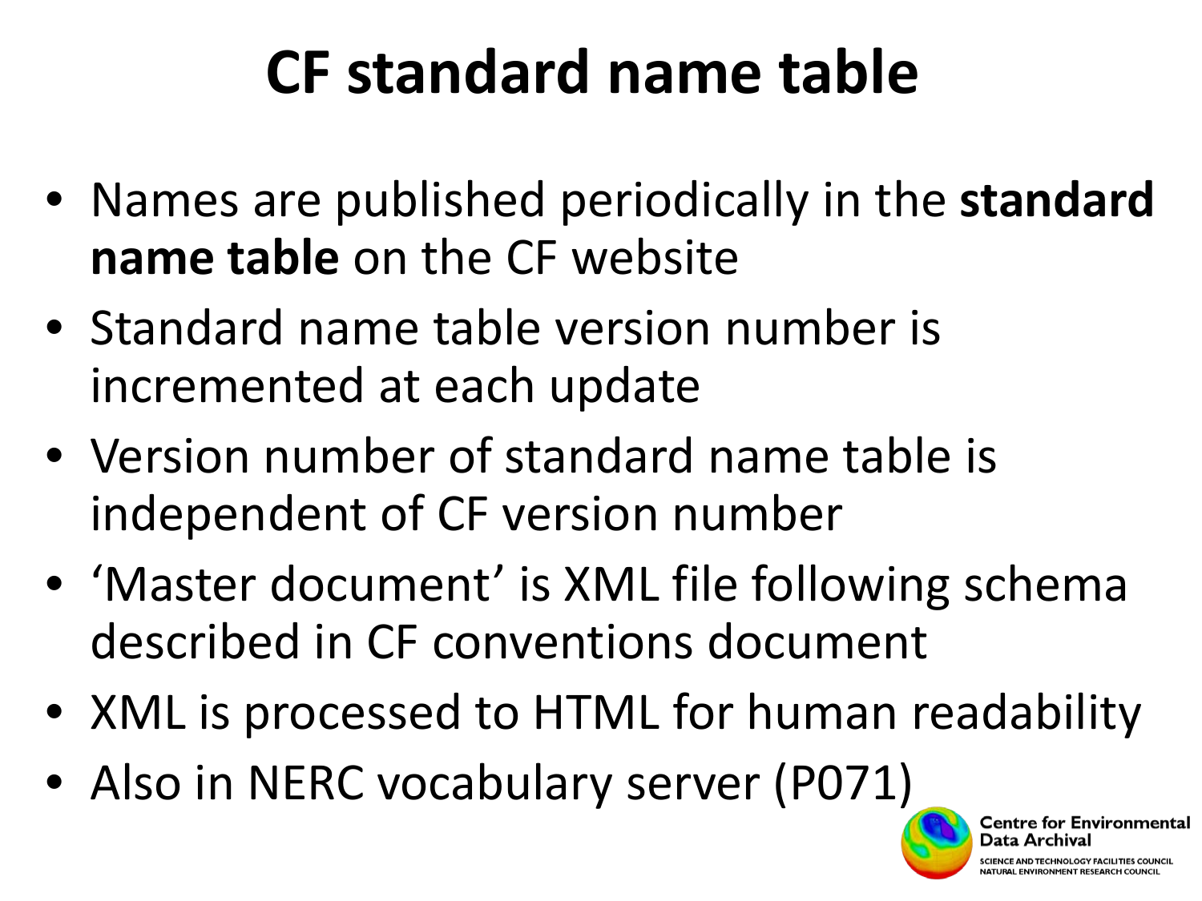# CF standard name table

- Names are published periodically in the **standard name table** on the CF website
- Standard name table version number is incremented at each update
- Version number of standard name table is independent of CF version number
- 'Master document' is XML file following schema described in CF conventions document
- XML is processed to HTML for human readability
- Also in NERC vocabulary server (P071)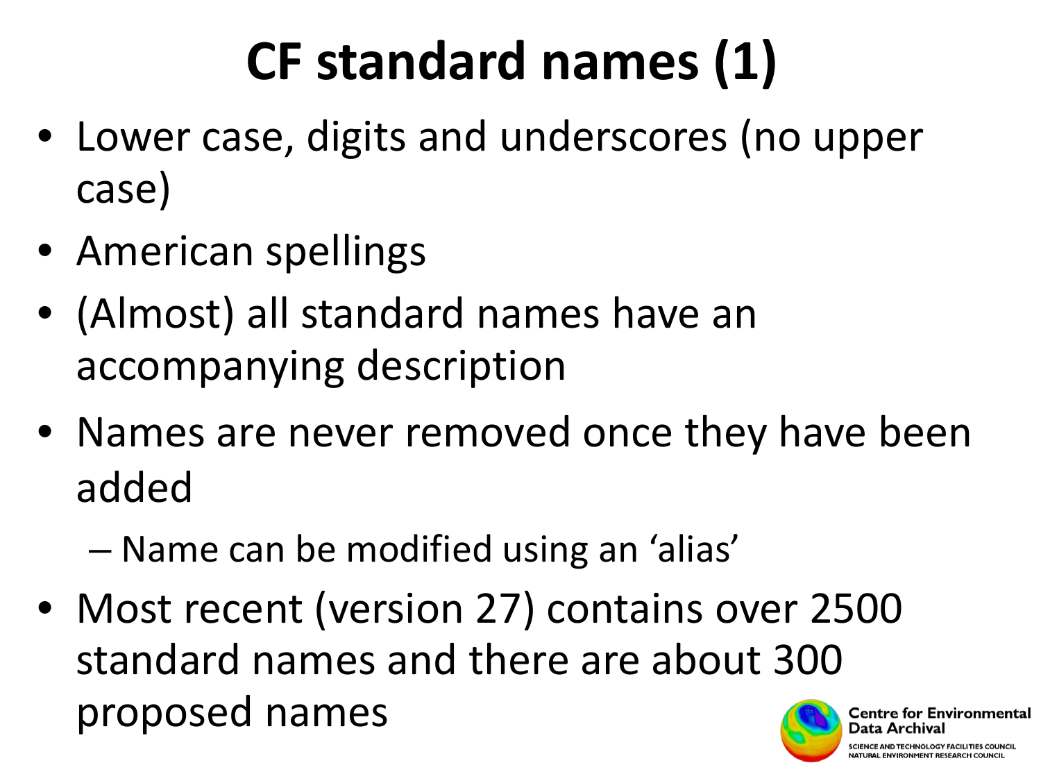# CF standard names (1)

- Lower case, digits and underscores (no upper case)
- American spellings
- (Almost) all standard names have an accompanying description
- Names are never removed once they have been added
  - Name can be modified using an 'alias'
- Most recent (version 27) contains over 2500 standard names and there are about 300 proposed names

Centre for Environmental Data Archival

SCIENCE AND TECHNOLOGY FACILITIES COUNCIL
NATURAL ENVIRONMENT RESEARCH COUNCIL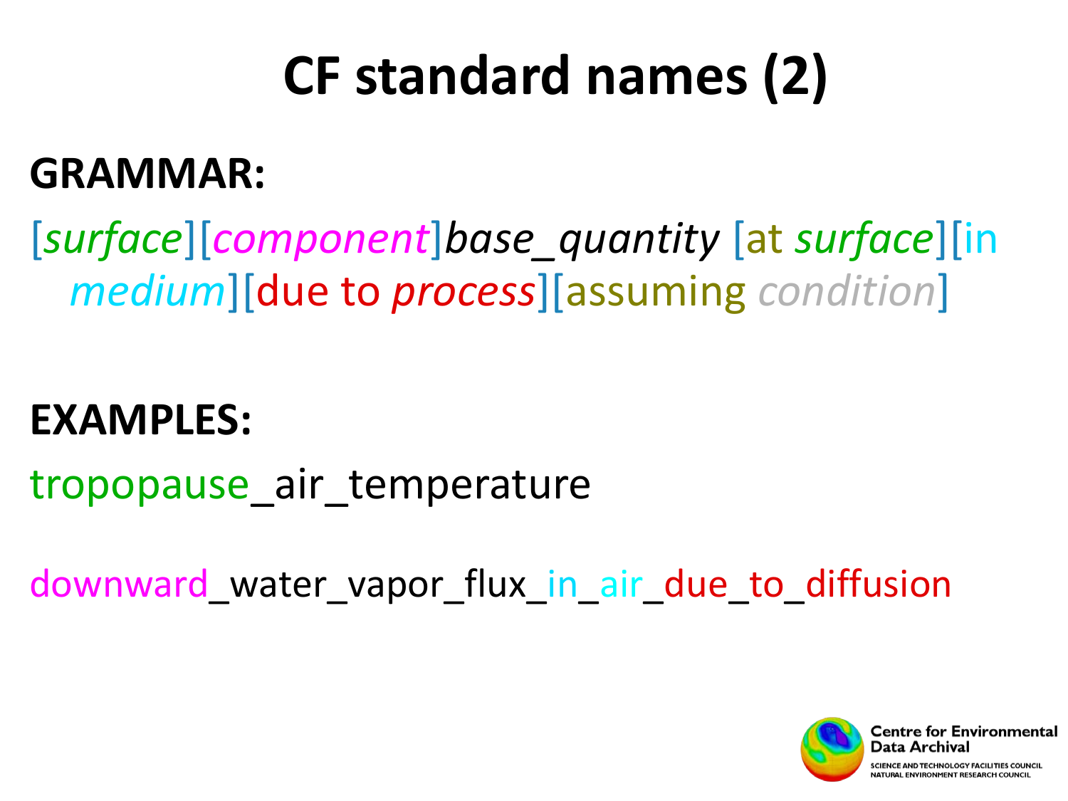# CF standard names (2)

**GRAMMAR:**

[*surface*][*component*]*base_quantity* [at *surface*][in *medium*][due to *process*][assuming *condition*]

**EXAMPLES:**

tropopause_air_temperature

downward_water_vapor_flux_in_air_due_to_diffusion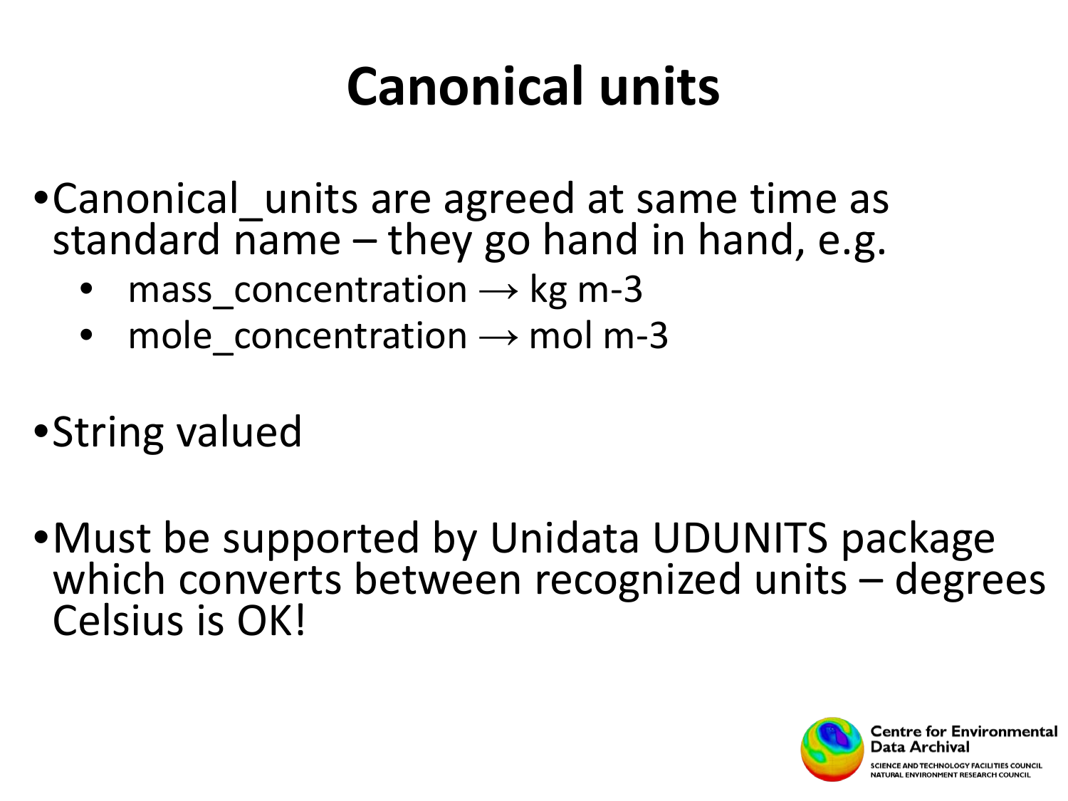# Canonical units

- Canonical_units are agreed at same time as standard name – they go hand in hand, e.g.
  - mass_concentration → kg m-3
  - mole_concentration → mol m-3
- String valued
- Must be supported by Unidata UDUNITS package which converts between recognized units – degrees Celsius is OK!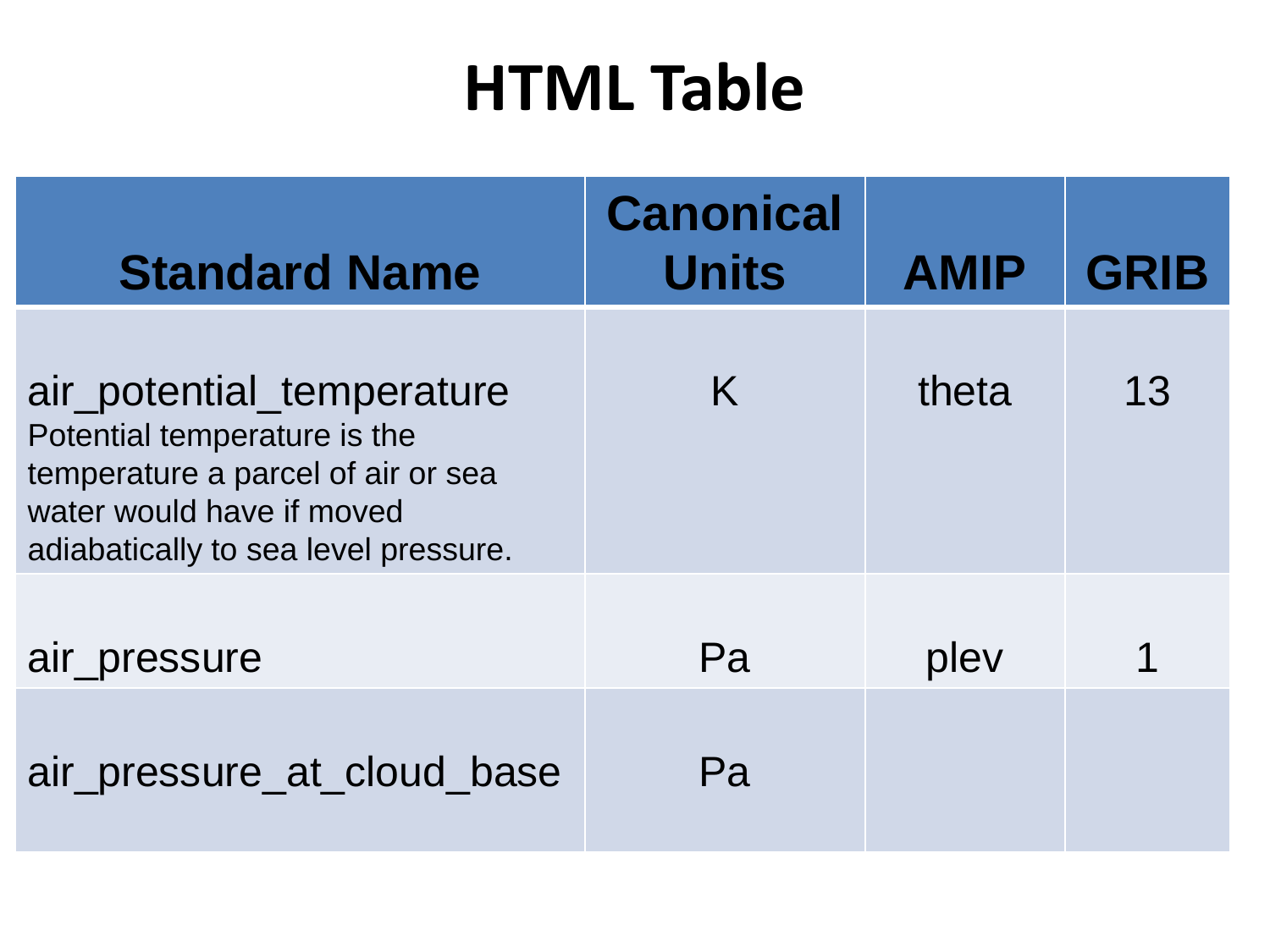# HTML Table

| Standard Name | Canonical Units | AMIP | GRIB |
|---|---|---|---|
| air_potential_temperature<br>Potential temperature is the temperature a parcel of air or sea water would have if moved adiabatically to sea level pressure. | K | theta | 13 |
| air_pressure | Pa | plev | 1 |
| air_pressure_at_cloud_base | Pa | | |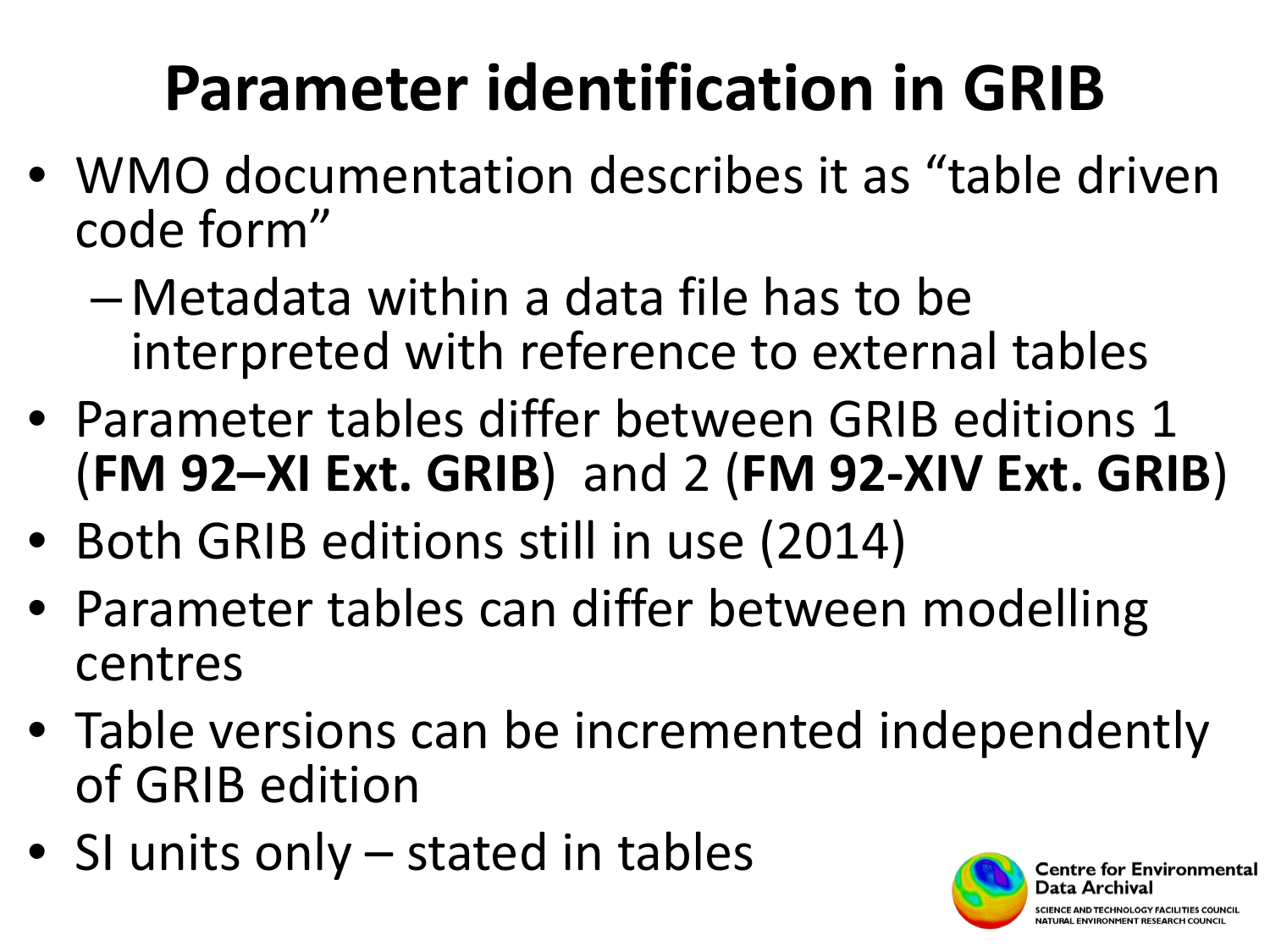# Parameter identification in GRIB

- WMO documentation describes it as "table driven code form"
  - Metadata within a data file has to be interpreted with reference to external tables
- Parameter tables differ between GRIB editions 1 (**FM 92–XI Ext. GRIB**) and 2 (**FM 92-XIV Ext. GRIB**)
- Both GRIB editions still in use (2014)
- Parameter tables can differ between modelling centres
- Table versions can be incremented independently of GRIB edition
- SI units only – stated in tables

Centre for Environmental Data Archival
SCIENCE AND TECHNOLOGY FACILITIES COUNCIL
NATURAL ENVIRONMENT RESEARCH COUNCIL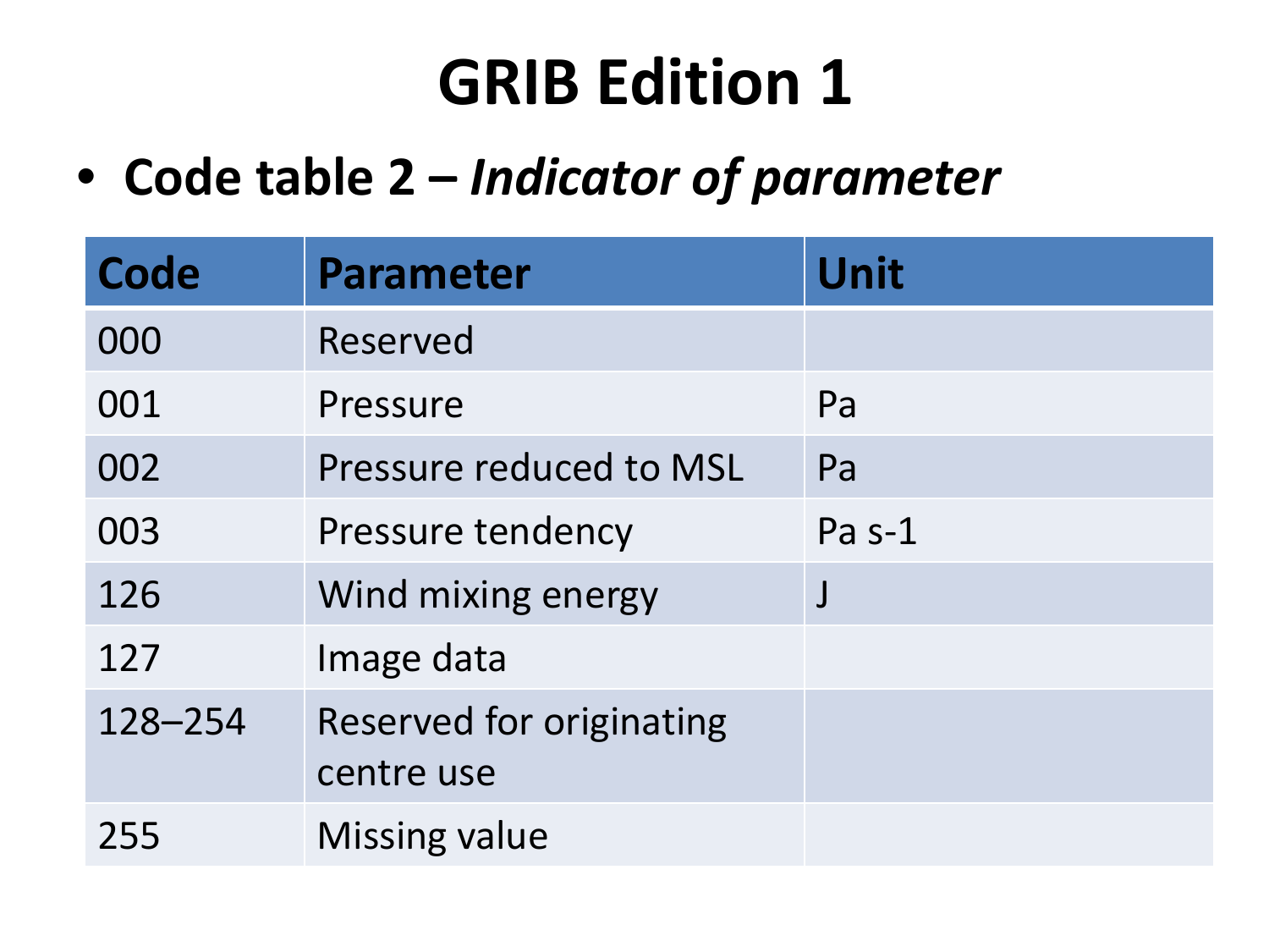# GRIB Edition 1

- **Code table 2 – *Indicator of parameter***

| Code | Parameter | Unit |
|---|---|---|
| 000 | Reserved | |
| 001 | Pressure | Pa |
| 002 | Pressure reduced to MSL | Pa |
| 003 | Pressure tendency | Pa s-1 |
| 126 | Wind mixing energy | J |
| 127 | Image data | |
| 128–254 | Reserved for originating centre use | |
| 255 | Missing value | |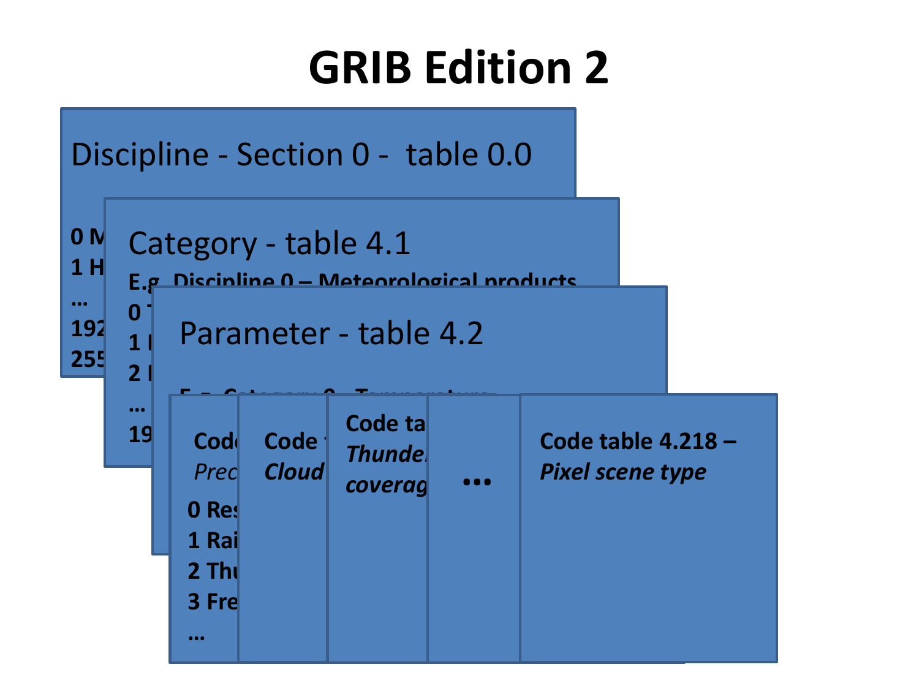# GRIB Edition 2

Discipline - Section 0 - table 0.0

0 M
1 H
…
192
255

Category - table 4.1

E.g. Discipline 0 – Meteorological products

0 T
1 I
2 I
…
19

Parameter - table 4.2

E.g. Category 0 – Temperature

Code
*Prec*

0 Res
1 Rai
2 Thu
3 Fre
…

Code
*Cloud*

Code ta
*Thunde*
*coverag*

…

Code table 4.218 –
*Pixel scene type*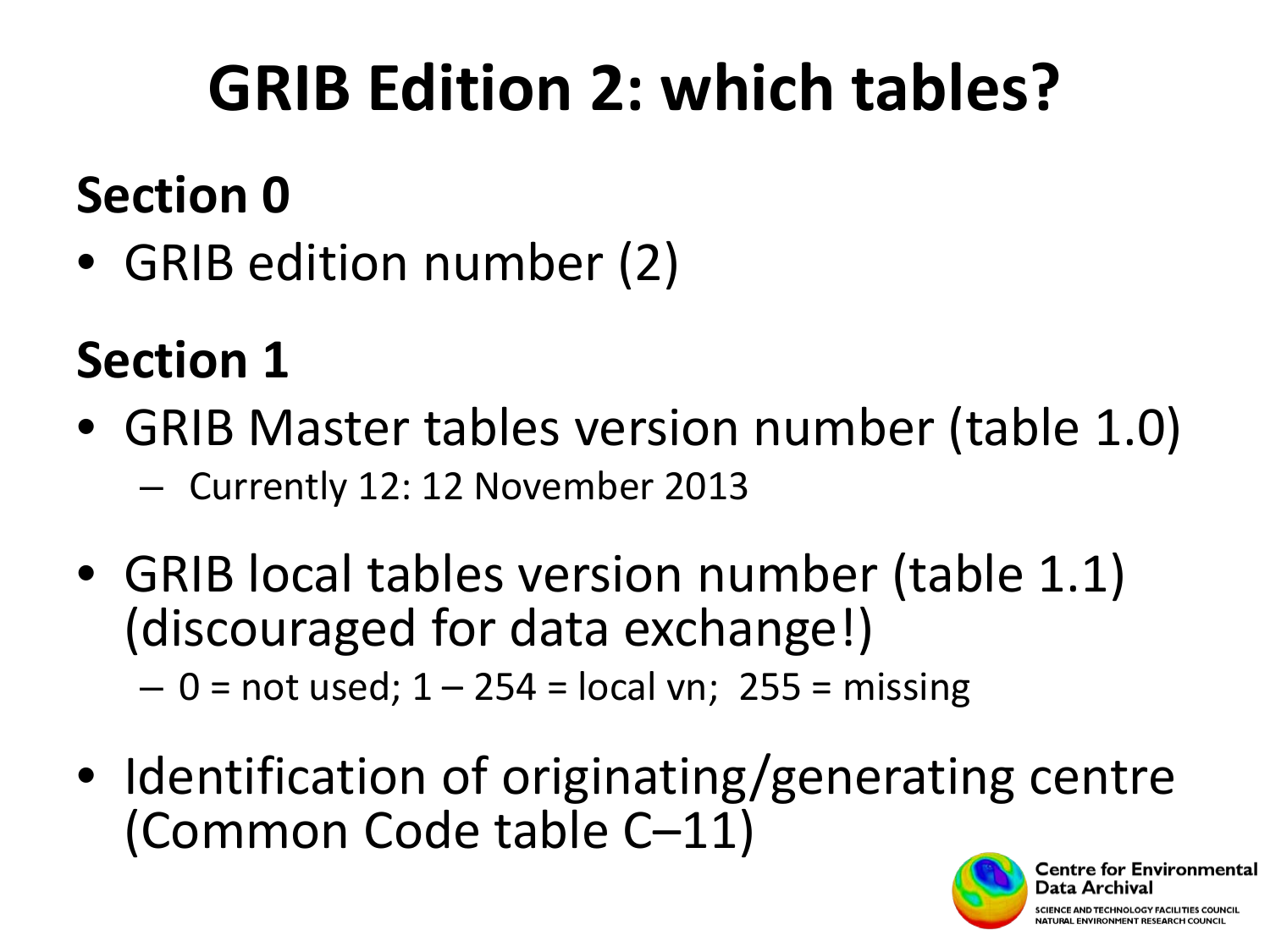# GRIB Edition 2: which tables?

## Section 0

- GRIB edition number (2)

## Section 1

- GRIB Master tables version number (table 1.0)
  - Currently 12: 12 November 2013
- GRIB local tables version number (table 1.1) (discouraged for data exchange!)
  - 0 = not used; 1 – 254 = local vn; 255 = missing
- Identification of originating/generating centre (Common Code table C–11)

Centre for Environmental Data Archival
SCIENCE AND TECHNOLOGY FACILITIES COUNCIL
NATURAL ENVIRONMENT RESEARCH COUNCIL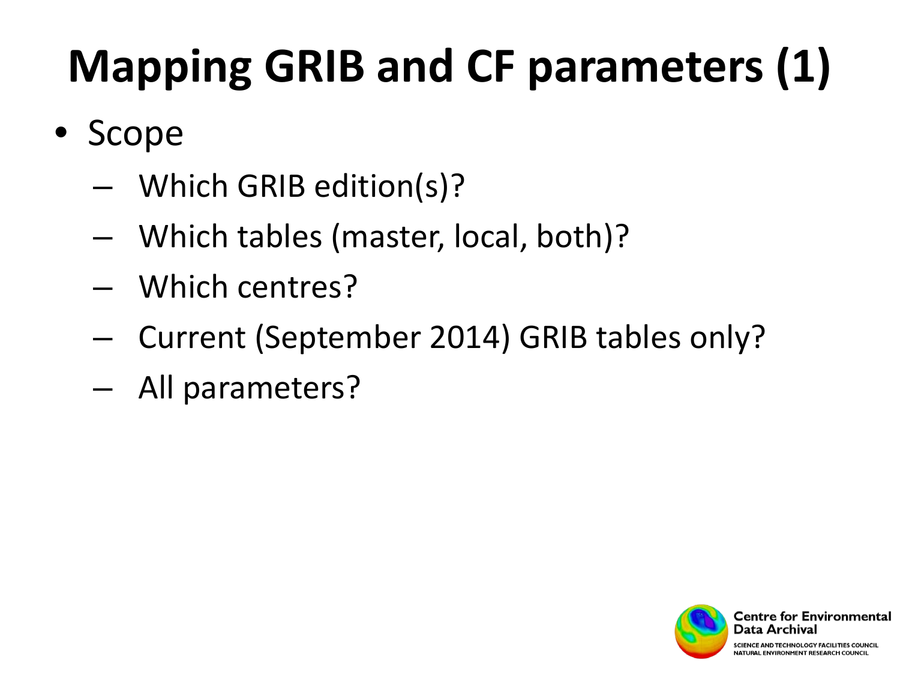# Mapping GRIB and CF parameters (1)

- Scope
  - Which GRIB edition(s)?
  - Which tables (master, local, both)?
  - Which centres?
  - Current (September 2014) GRIB tables only?
  - All parameters?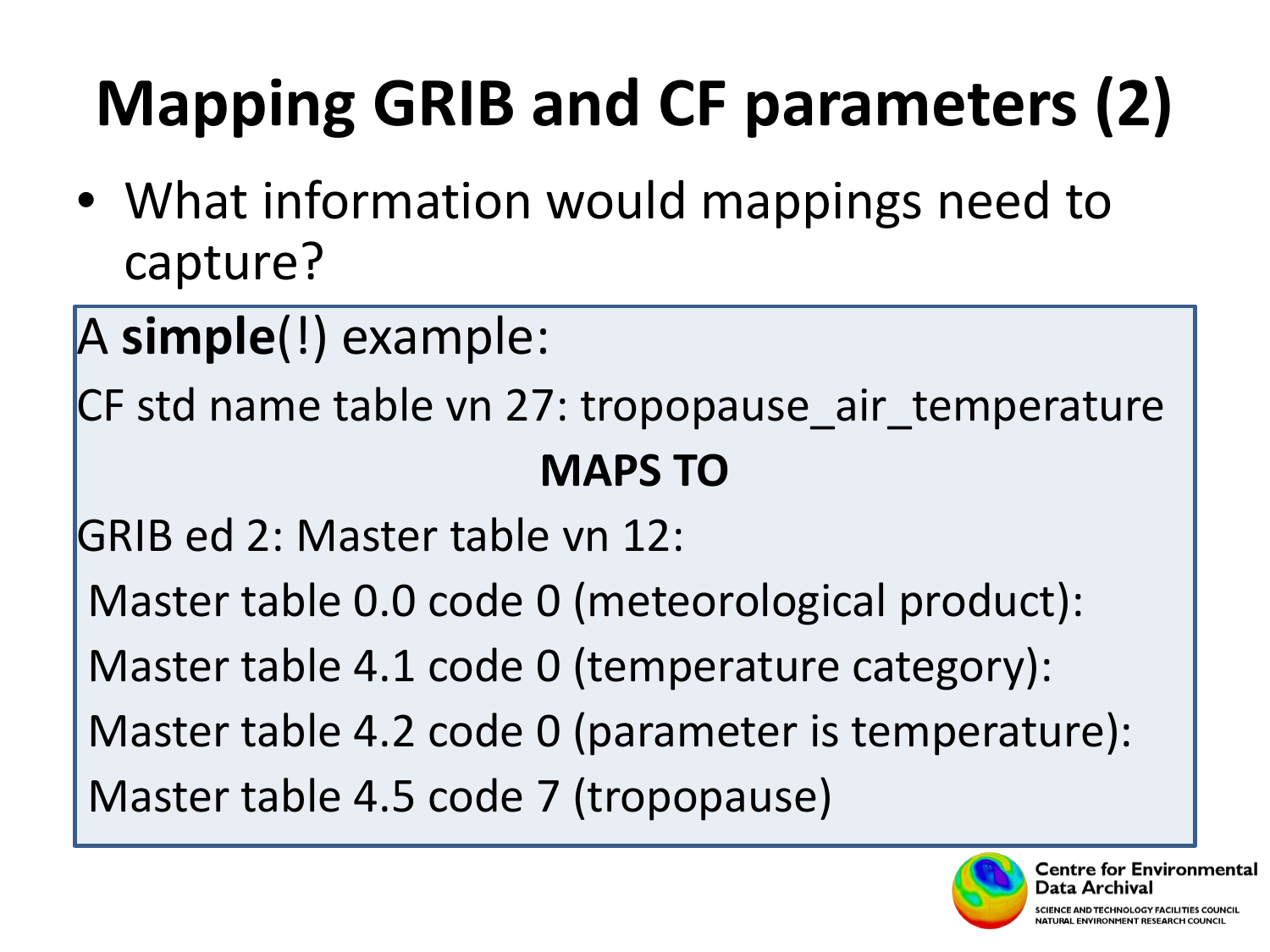# Mapping GRIB and CF parameters (2)

- What information would mappings need to capture?

A **simple**(!) example:

CF std name table vn 27: tropopause_air_temperature

**MAPS TO**

GRIB ed 2: Master table vn 12:

Master table 0.0 code 0 (meteorological product):

Master table 4.1 code 0 (temperature category):

Master table 4.2 code 0 (parameter is temperature):

Master table 4.5 code 7 (tropopause)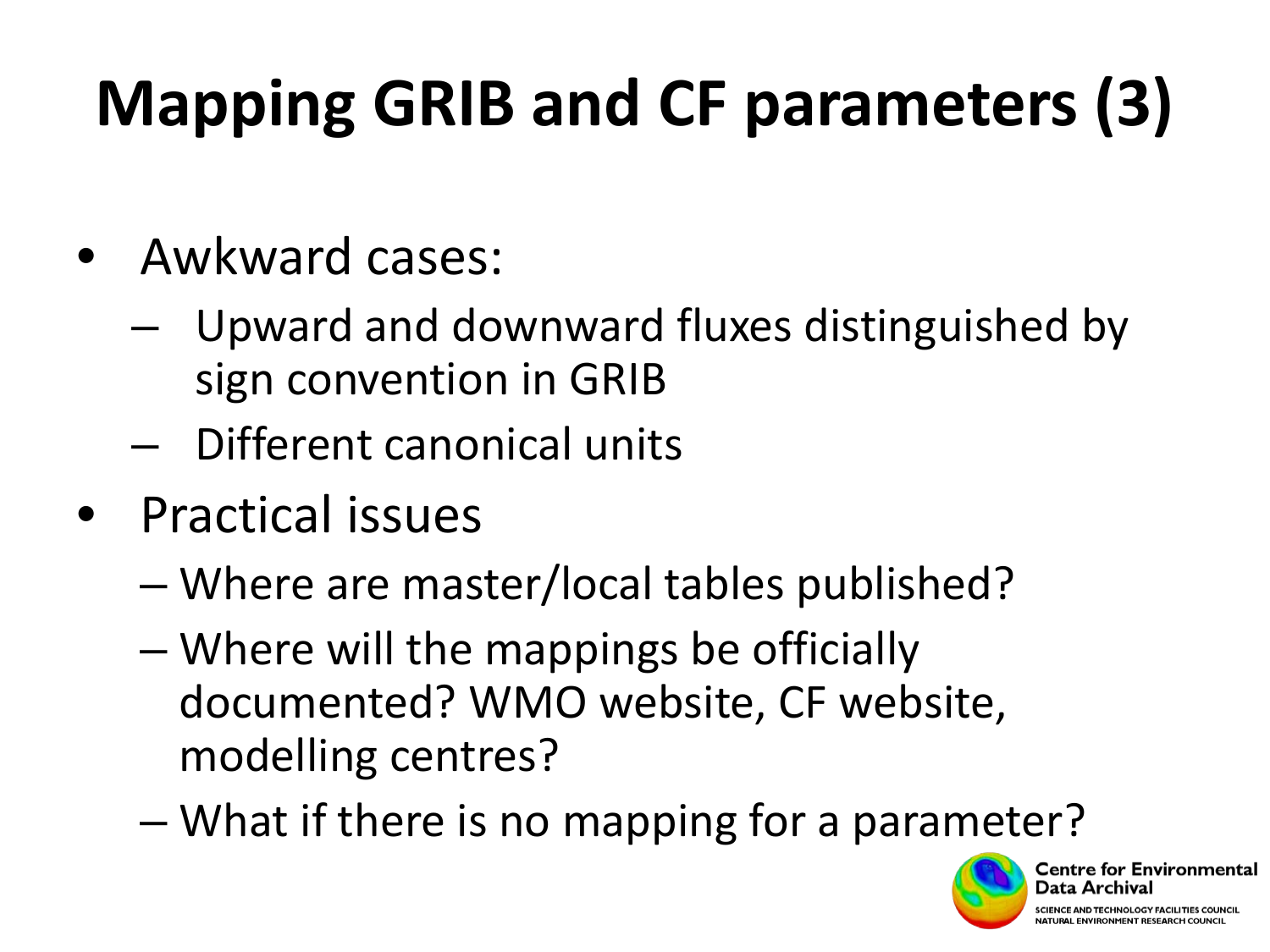# Mapping GRIB and CF parameters (3)

- Awkward cases:
  - Upward and downward fluxes distinguished by sign convention in GRIB
  - Different canonical units
- Practical issues
  - Where are master/local tables published?
  - Where will the mappings be officially documented? WMO website, CF website, modelling centres?
  - What if there is no mapping for a parameter?

Centre for Environmental Data Archival
SCIENCE AND TECHNOLOGY FACILITIES COUNCIL
NATURAL ENVIRONMENT RESEARCH COUNCIL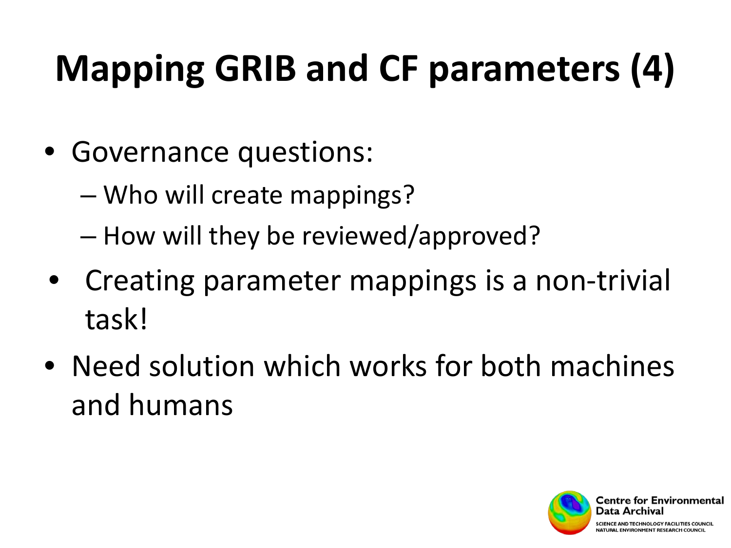# Mapping GRIB and CF parameters (4)

- Governance questions:
  - Who will create mappings?
  - How will they be reviewed/approved?
- Creating parameter mappings is a non-trivial task!
- Need solution which works for both machines and humans

Centre for Environmental Data Archival

SCIENCE AND TECHNOLOGY FACILITIES COUNCIL
NATURAL ENVIRONMENT RESEARCH COUNCIL